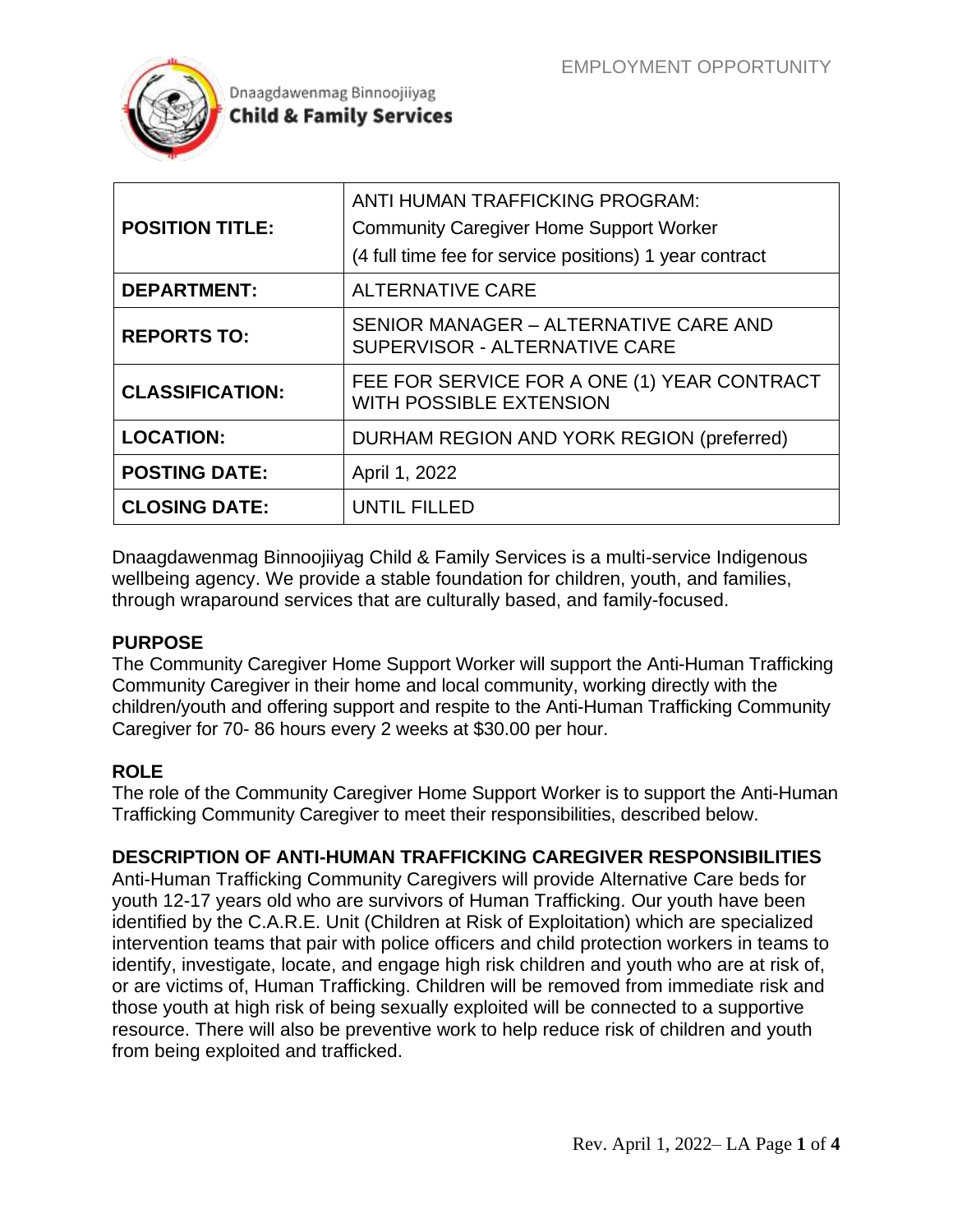Dnaagdawenmag Binnoojiiyag
**Child & Family Services**

EMPLOYMENT OPPORTUNITY

| | |
|---|---|
| **POSITION TITLE:** | ANTI HUMAN TRAFFICKING PROGRAM: Community Caregiver Home Support Worker (4 full time fee for service positions) 1 year contract |
| **DEPARTMENT:** | ALTERNATIVE CARE |
| **REPORTS TO:** | SENIOR MANAGER – ALTERNATIVE CARE AND SUPERVISOR - ALTERNATIVE CARE |
| **CLASSIFICATION:** | FEE FOR SERVICE FOR A ONE (1) YEAR CONTRACT WITH POSSIBLE EXTENSION |
| **LOCATION:** | DURHAM REGION AND YORK REGION (preferred) |
| **POSTING DATE:** | April 1, 2022 |
| **CLOSING DATE:** | UNTIL FILLED |

Dnaagdawenmag Binnoojiiyag Child & Family Services is a multi-service Indigenous wellbeing agency. We provide a stable foundation for children, youth, and families, through wraparound services that are culturally based, and family-focused.

## PURPOSE

The Community Caregiver Home Support Worker will support the Anti-Human Trafficking Community Caregiver in their home and local community, working directly with the children/youth and offering support and respite to the Anti-Human Trafficking Community Caregiver for 70- 86 hours every 2 weeks at $30.00 per hour.

## ROLE

The role of the Community Caregiver Home Support Worker is to support the Anti-Human Trafficking Community Caregiver to meet their responsibilities, described below.

## DESCRIPTION OF ANTI-HUMAN TRAFFICKING CAREGIVER RESPONSIBILITIES

Anti-Human Trafficking Community Caregivers will provide Alternative Care beds for youth 12-17 years old who are survivors of Human Trafficking. Our youth have been identified by the C.A.R.E. Unit (Children at Risk of Exploitation) which are specialized intervention teams that pair with police officers and child protection workers in teams to identify, investigate, locate, and engage high risk children and youth who are at risk of, or are victims of, Human Trafficking. Children will be removed from immediate risk and those youth at high risk of being sexually exploited will be connected to a supportive resource. There will also be preventive work to help reduce risk of children and youth from being exploited and trafficked.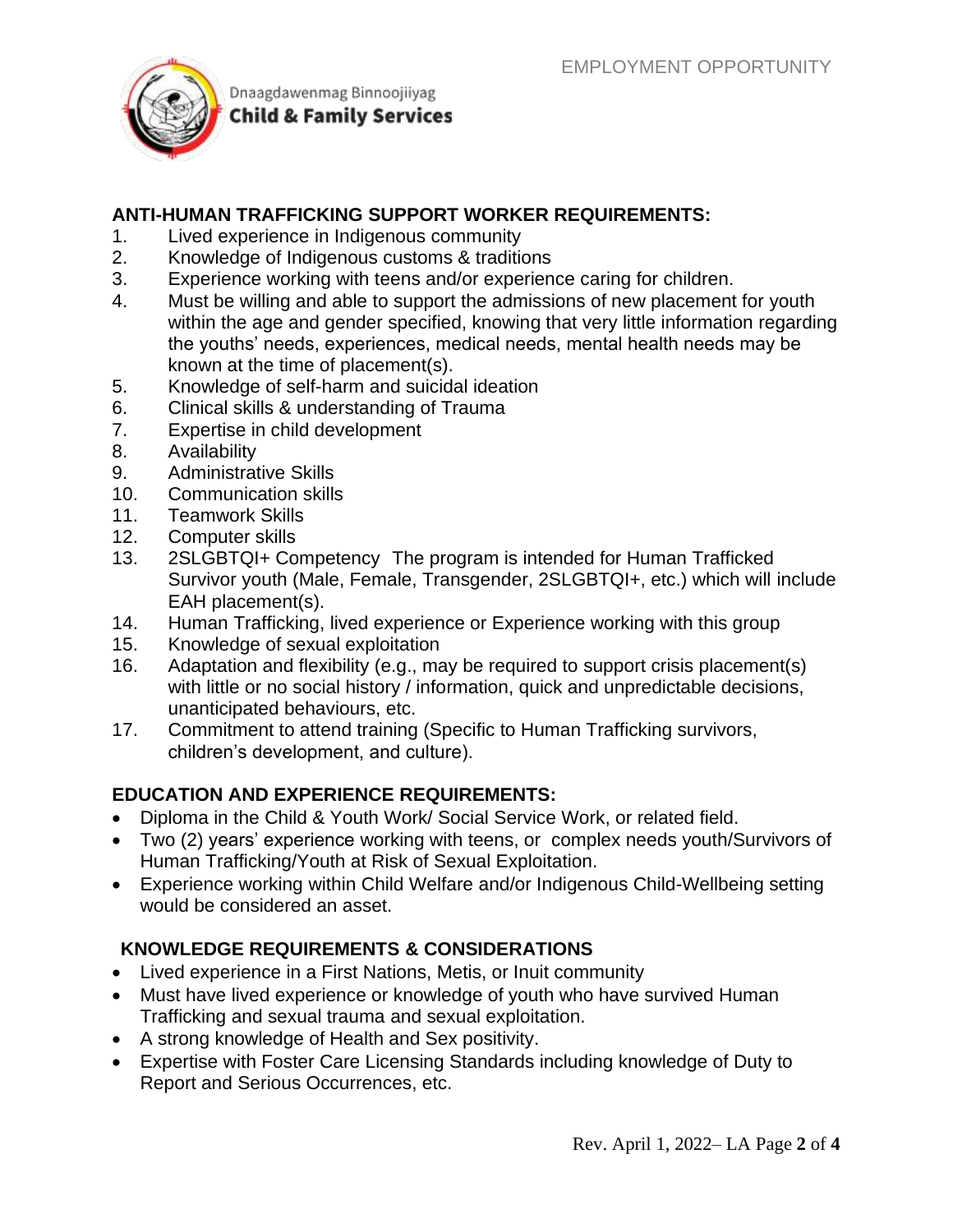## ANTI-HUMAN TRAFFICKING SUPPORT WORKER REQUIREMENTS:

1. Lived experience in Indigenous community
2. Knowledge of Indigenous customs & traditions
3. Experience working with teens and/or experience caring for children.
4. Must be willing and able to support the admissions of new placement for youth within the age and gender specified, knowing that very little information regarding the youths' needs, experiences, medical needs, mental health needs may be known at the time of placement(s).
5. Knowledge of self-harm and suicidal ideation
6. Clinical skills & understanding of Trauma
7. Expertise in child development
8. Availability
9. Administrative Skills
10. Communication skills
11. Teamwork Skills
12. Computer skills
13. 2SLGBTQI+ Competency The program is intended for Human Trafficked Survivor youth (Male, Female, Transgender, 2SLGBTQI+, etc.) which will include EAH placement(s).
14. Human Trafficking, lived experience or Experience working with this group
15. Knowledge of sexual exploitation
16. Adaptation and flexibility (e.g., may be required to support crisis placement(s) with little or no social history / information, quick and unpredictable decisions, unanticipated behaviours, etc.
17. Commitment to attend training (Specific to Human Trafficking survivors, children's development, and culture).

## EDUCATION AND EXPERIENCE REQUIREMENTS:

- Diploma in the Child & Youth Work/ Social Service Work, or related field.
- Two (2) years' experience working with teens, or complex needs youth/Survivors of Human Trafficking/Youth at Risk of Sexual Exploitation.
- Experience working within Child Welfare and/or Indigenous Child-Wellbeing setting would be considered an asset.

## KNOWLEDGE REQUIREMENTS & CONSIDERATIONS

- Lived experience in a First Nations, Metis, or Inuit community
- Must have lived experience or knowledge of youth who have survived Human Trafficking and sexual trauma and sexual exploitation.
- A strong knowledge of Health and Sex positivity.
- Expertise with Foster Care Licensing Standards including knowledge of Duty to Report and Serious Occurrences, etc.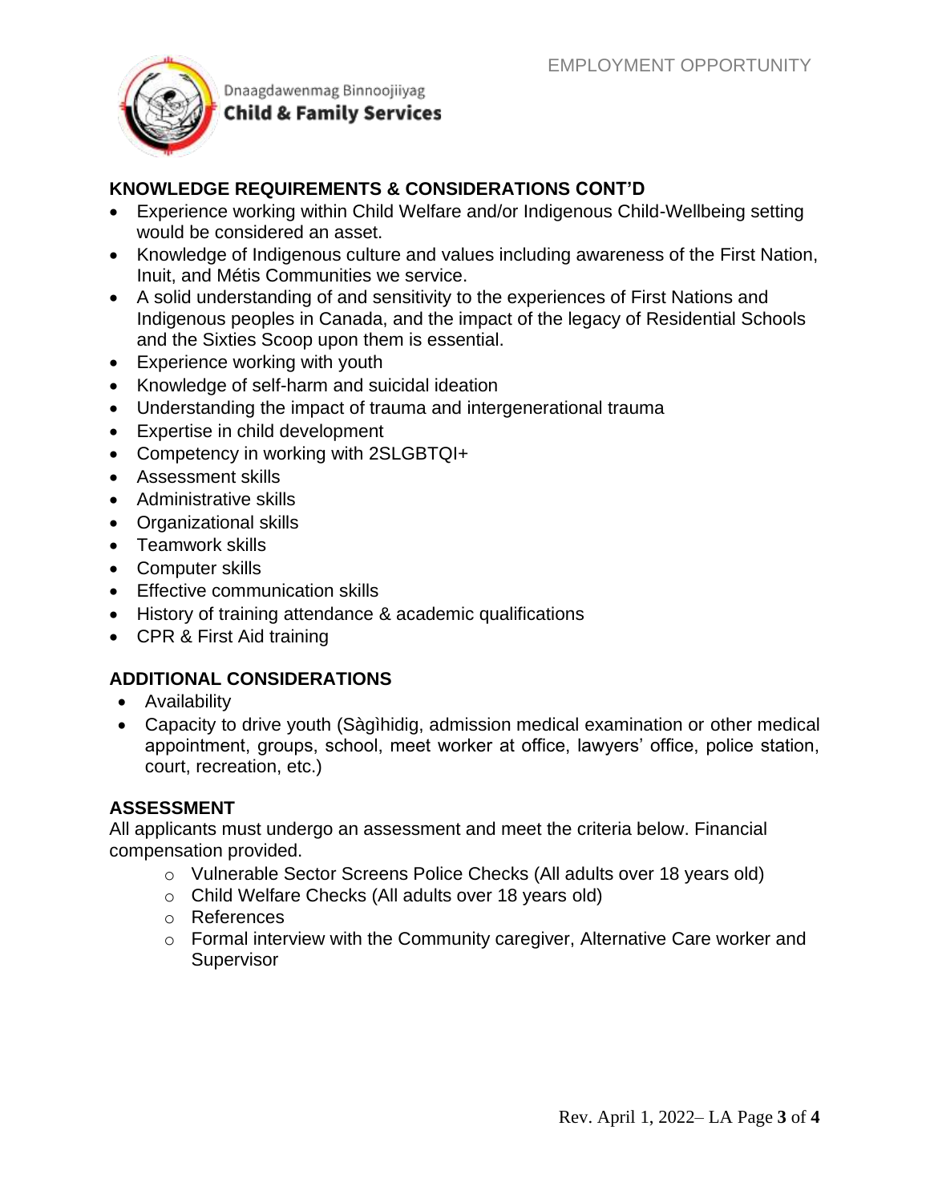## KNOWLEDGE REQUIREMENTS & CONSIDERATIONS CONT'D

- Experience working within Child Welfare and/or Indigenous Child-Wellbeing setting would be considered an asset.
- Knowledge of Indigenous culture and values including awareness of the First Nation, Inuit, and Métis Communities we service.
- A solid understanding of and sensitivity to the experiences of First Nations and Indigenous peoples in Canada, and the impact of the legacy of Residential Schools and the Sixties Scoop upon them is essential.
- Experience working with youth
- Knowledge of self-harm and suicidal ideation
- Understanding the impact of trauma and intergenerational trauma
- Expertise in child development
- Competency in working with 2SLGBTQI+
- Assessment skills
- Administrative skills
- Organizational skills
- Teamwork skills
- Computer skills
- Effective communication skills
- History of training attendance & academic qualifications
- CPR & First Aid training

## ADDITIONAL CONSIDERATIONS

- Availability
- Capacity to drive youth (Sàgìhidig, admission medical examination or other medical appointment, groups, school, meet worker at office, lawyers' office, police station, court, recreation, etc.)

## ASSESSMENT

All applicants must undergo an assessment and meet the criteria below. Financial compensation provided.

- Vulnerable Sector Screens Police Checks (All adults over 18 years old)
- Child Welfare Checks (All adults over 18 years old)
- References
- Formal interview with the Community caregiver, Alternative Care worker and Supervisor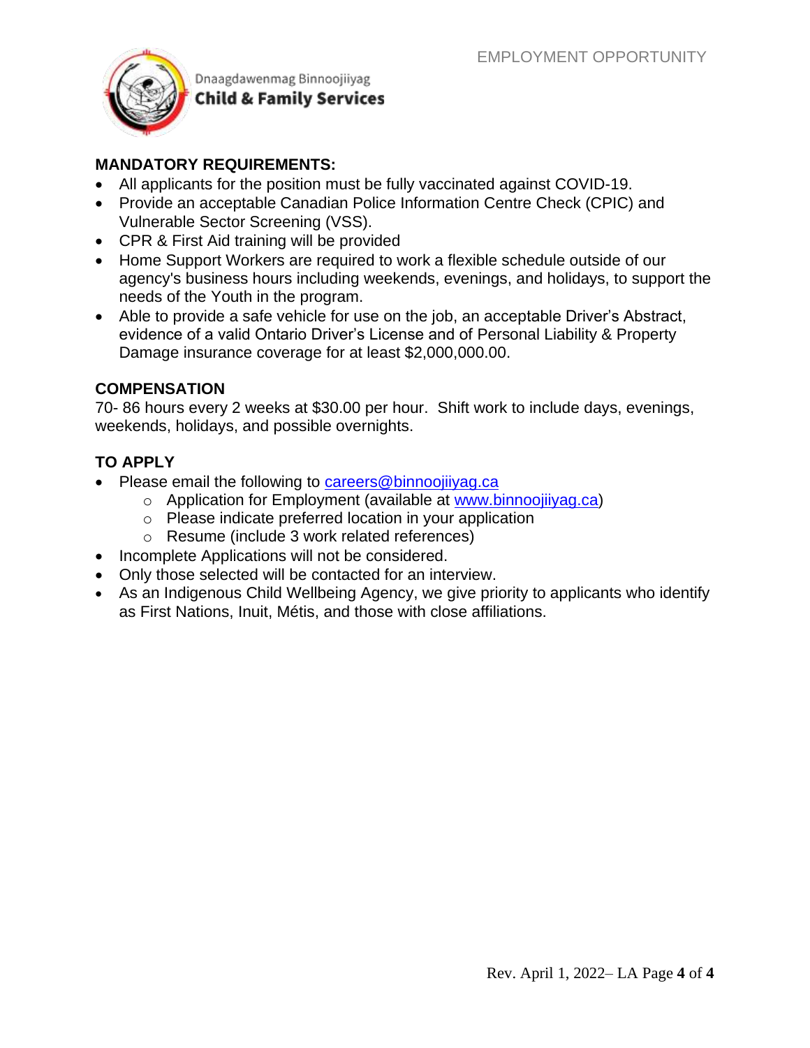## MANDATORY REQUIREMENTS:

- All applicants for the position must be fully vaccinated against COVID-19.
- Provide an acceptable Canadian Police Information Centre Check (CPIC) and Vulnerable Sector Screening (VSS).
- CPR & First Aid training will be provided
- Home Support Workers are required to work a flexible schedule outside of our agency's business hours including weekends, evenings, and holidays, to support the needs of the Youth in the program.
- Able to provide a safe vehicle for use on the job, an acceptable Driver's Abstract, evidence of a valid Ontario Driver's License and of Personal Liability & Property Damage insurance coverage for at least $2,000,000.00.

## COMPENSATION

70- 86 hours every 2 weeks at $30.00 per hour. Shift work to include days, evenings, weekends, holidays, and possible overnights.

## TO APPLY

- Please email the following to careers@binnoojiiyag.ca
  - Application for Employment (available at www.binnoojiiyag.ca)
  - Please indicate preferred location in your application
  - Resume (include 3 work related references)
- Incomplete Applications will not be considered.
- Only those selected will be contacted for an interview.
- As an Indigenous Child Wellbeing Agency, we give priority to applicants who identify as First Nations, Inuit, Métis, and those with close affiliations.